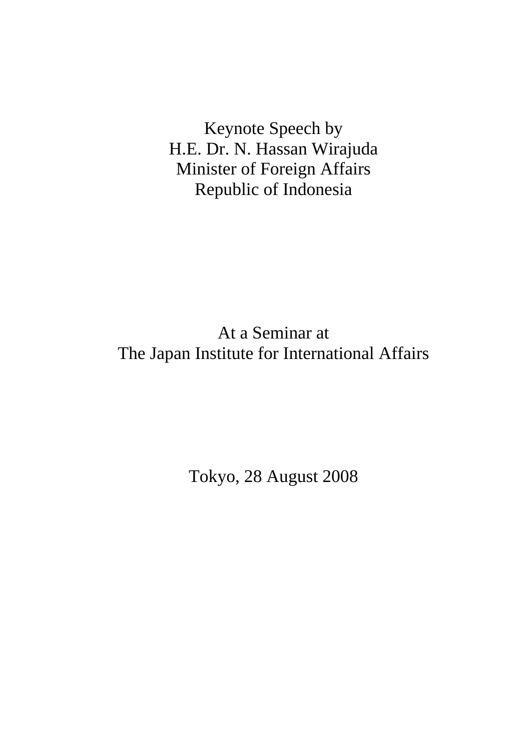Keynote Speech by
H.E. Dr. N. Hassan Wirajuda
Minister of Foreign Affairs
Republic of Indonesia

At a Seminar at
The Japan Institute for International Affairs

Tokyo, 28 August 2008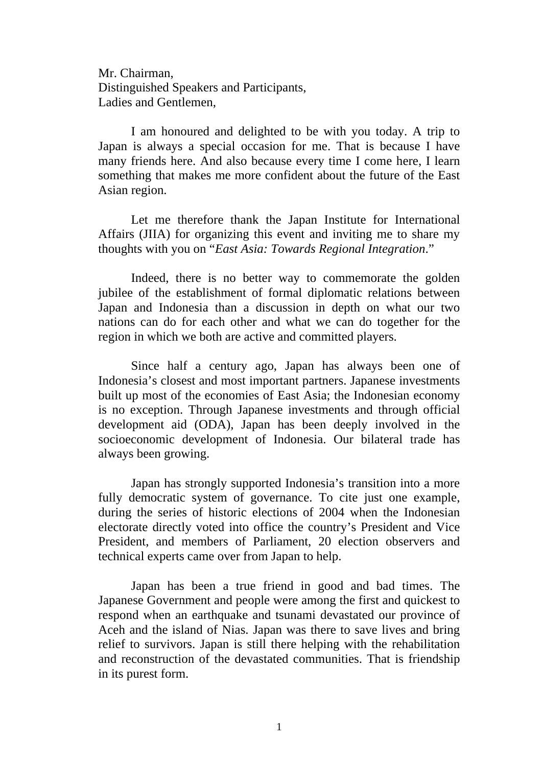Mr. Chairman,
Distinguished Speakers and Participants,
Ladies and Gentlemen,

I am honoured and delighted to be with you today. A trip to Japan is always a special occasion for me. That is because I have many friends here. And also because every time I come here, I learn something that makes me more confident about the future of the East Asian region.

Let me therefore thank the Japan Institute for International Affairs (JIIA) for organizing this event and inviting me to share my thoughts with you on "*East Asia: Towards Regional Integration*."

Indeed, there is no better way to commemorate the golden jubilee of the establishment of formal diplomatic relations between Japan and Indonesia than a discussion in depth on what our two nations can do for each other and what we can do together for the region in which we both are active and committed players.

Since half a century ago, Japan has always been one of Indonesia's closest and most important partners. Japanese investments built up most of the economies of East Asia; the Indonesian economy is no exception. Through Japanese investments and through official development aid (ODA), Japan has been deeply involved in the socioeconomic development of Indonesia. Our bilateral trade has always been growing.

Japan has strongly supported Indonesia's transition into a more fully democratic system of governance. To cite just one example, during the series of historic elections of 2004 when the Indonesian electorate directly voted into office the country's President and Vice President, and members of Parliament, 20 election observers and technical experts came over from Japan to help.

Japan has been a true friend in good and bad times. The Japanese Government and people were among the first and quickest to respond when an earthquake and tsunami devastated our province of Aceh and the island of Nias. Japan was there to save lives and bring relief to survivors. Japan is still there helping with the rehabilitation and reconstruction of the devastated communities. That is friendship in its purest form.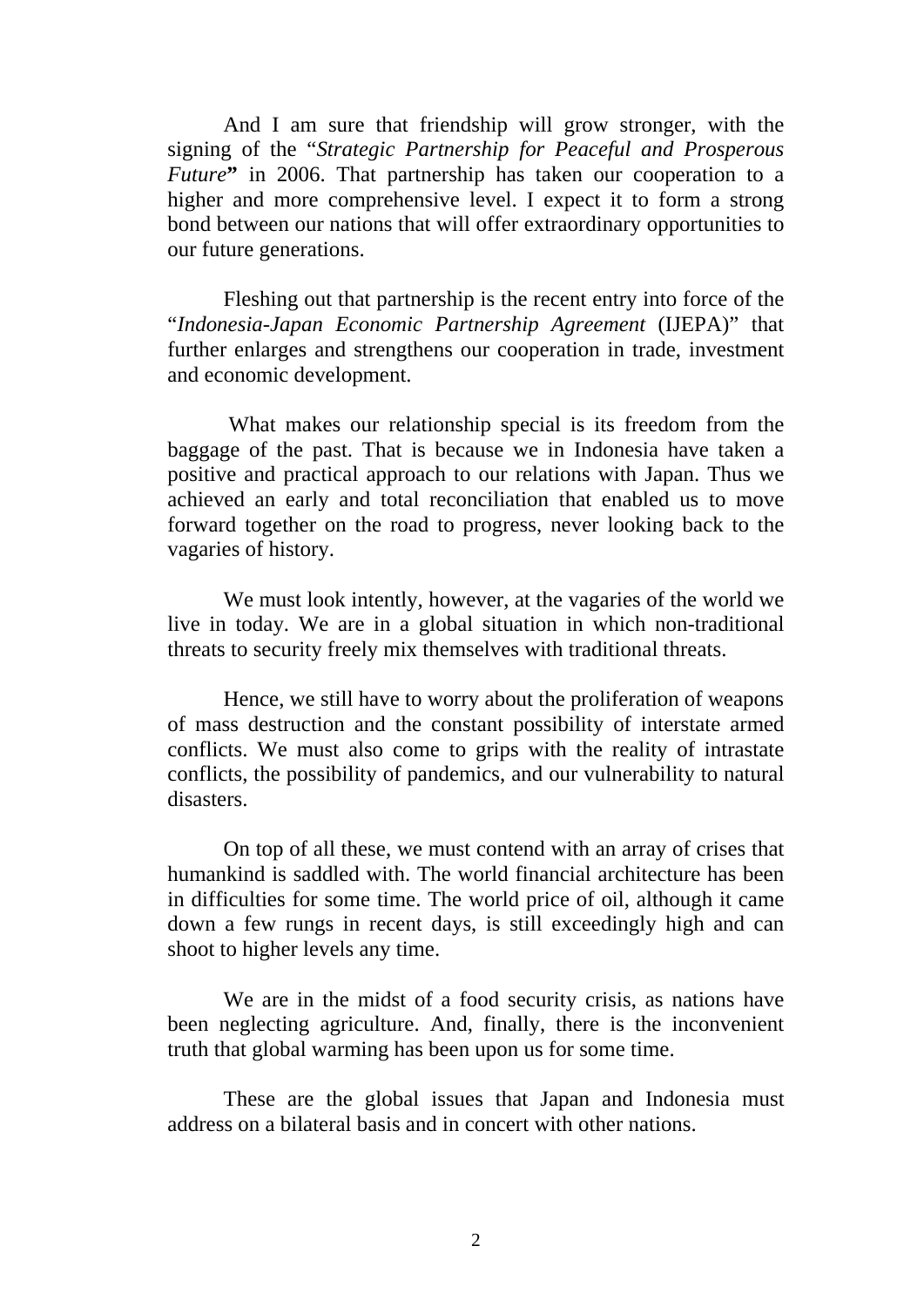And I am sure that friendship will grow stronger, with the signing of the "*Strategic Partnership for Peaceful and Prosperous Future*" in 2006. That partnership has taken our cooperation to a higher and more comprehensive level. I expect it to form a strong bond between our nations that will offer extraordinary opportunities to our future generations.

Fleshing out that partnership is the recent entry into force of the "*Indonesia-Japan Economic Partnership Agreement* (IJEPA)" that further enlarges and strengthens our cooperation in trade, investment and economic development.

What makes our relationship special is its freedom from the baggage of the past. That is because we in Indonesia have taken a positive and practical approach to our relations with Japan. Thus we achieved an early and total reconciliation that enabled us to move forward together on the road to progress, never looking back to the vagaries of history.

We must look intently, however, at the vagaries of the world we live in today. We are in a global situation in which non-traditional threats to security freely mix themselves with traditional threats.

Hence, we still have to worry about the proliferation of weapons of mass destruction and the constant possibility of interstate armed conflicts. We must also come to grips with the reality of intrastate conflicts, the possibility of pandemics, and our vulnerability to natural disasters.

On top of all these, we must contend with an array of crises that humankind is saddled with. The world financial architecture has been in difficulties for some time. The world price of oil, although it came down a few rungs in recent days, is still exceedingly high and can shoot to higher levels any time.

We are in the midst of a food security crisis, as nations have been neglecting agriculture. And, finally, there is the inconvenient truth that global warming has been upon us for some time.

These are the global issues that Japan and Indonesia must address on a bilateral basis and in concert with other nations.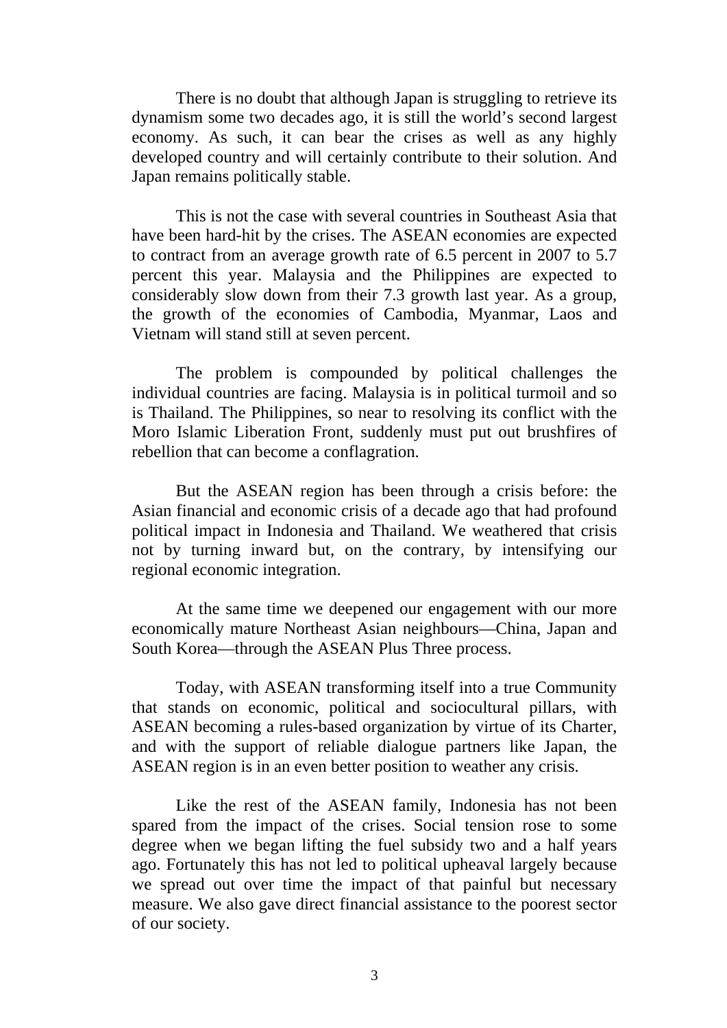There is no doubt that although Japan is struggling to retrieve its dynamism some two decades ago, it is still the world's second largest economy. As such, it can bear the crises as well as any highly developed country and will certainly contribute to their solution. And Japan remains politically stable.

This is not the case with several countries in Southeast Asia that have been hard-hit by the crises. The ASEAN economies are expected to contract from an average growth rate of 6.5 percent in 2007 to 5.7 percent this year. Malaysia and the Philippines are expected to considerably slow down from their 7.3 growth last year. As a group, the growth of the economies of Cambodia, Myanmar, Laos and Vietnam will stand still at seven percent.

The problem is compounded by political challenges the individual countries are facing. Malaysia is in political turmoil and so is Thailand. The Philippines, so near to resolving its conflict with the Moro Islamic Liberation Front, suddenly must put out brushfires of rebellion that can become a conflagration.

But the ASEAN region has been through a crisis before: the Asian financial and economic crisis of a decade ago that had profound political impact in Indonesia and Thailand. We weathered that crisis not by turning inward but, on the contrary, by intensifying our regional economic integration.

At the same time we deepened our engagement with our more economically mature Northeast Asian neighbours—China, Japan and South Korea—through the ASEAN Plus Three process.

Today, with ASEAN transforming itself into a true Community that stands on economic, political and sociocultural pillars, with ASEAN becoming a rules-based organization by virtue of its Charter, and with the support of reliable dialogue partners like Japan, the ASEAN region is in an even better position to weather any crisis.

Like the rest of the ASEAN family, Indonesia has not been spared from the impact of the crises. Social tension rose to some degree when we began lifting the fuel subsidy two and a half years ago. Fortunately this has not led to political upheaval largely because we spread out over time the impact of that painful but necessary measure. We also gave direct financial assistance to the poorest sector of our society.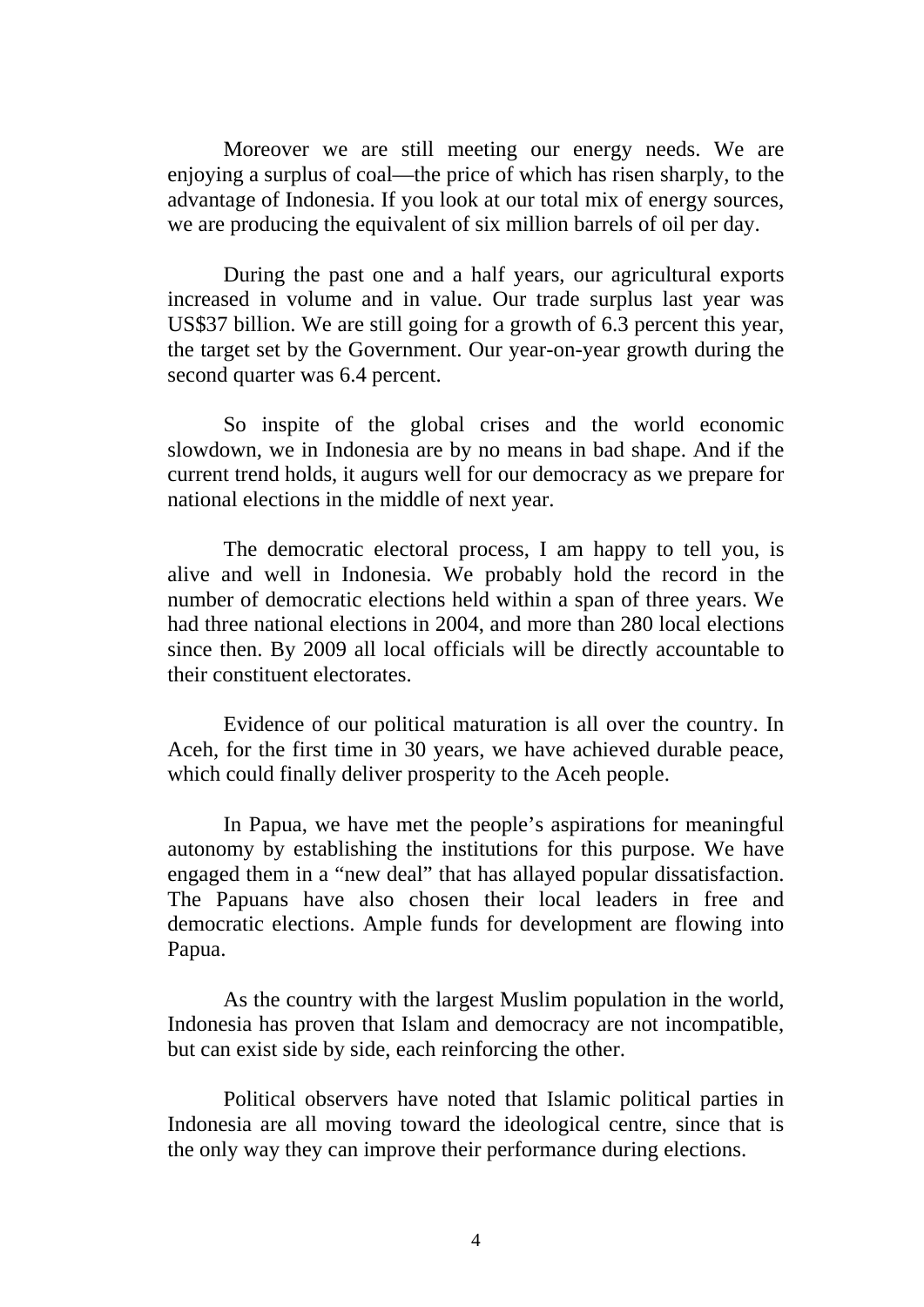Moreover we are still meeting our energy needs. We are enjoying a surplus of coal—the price of which has risen sharply, to the advantage of Indonesia. If you look at our total mix of energy sources, we are producing the equivalent of six million barrels of oil per day.

During the past one and a half years, our agricultural exports increased in volume and in value. Our trade surplus last year was US$37 billion. We are still going for a growth of 6.3 percent this year, the target set by the Government. Our year-on-year growth during the second quarter was 6.4 percent.

So inspite of the global crises and the world economic slowdown, we in Indonesia are by no means in bad shape. And if the current trend holds, it augurs well for our democracy as we prepare for national elections in the middle of next year.

The democratic electoral process, I am happy to tell you, is alive and well in Indonesia. We probably hold the record in the number of democratic elections held within a span of three years. We had three national elections in 2004, and more than 280 local elections since then. By 2009 all local officials will be directly accountable to their constituent electorates.

Evidence of our political maturation is all over the country. In Aceh, for the first time in 30 years, we have achieved durable peace, which could finally deliver prosperity to the Aceh people.

In Papua, we have met the people's aspirations for meaningful autonomy by establishing the institutions for this purpose. We have engaged them in a "new deal" that has allayed popular dissatisfaction. The Papuans have also chosen their local leaders in free and democratic elections. Ample funds for development are flowing into Papua.

As the country with the largest Muslim population in the world, Indonesia has proven that Islam and democracy are not incompatible, but can exist side by side, each reinforcing the other.

Political observers have noted that Islamic political parties in Indonesia are all moving toward the ideological centre, since that is the only way they can improve their performance during elections.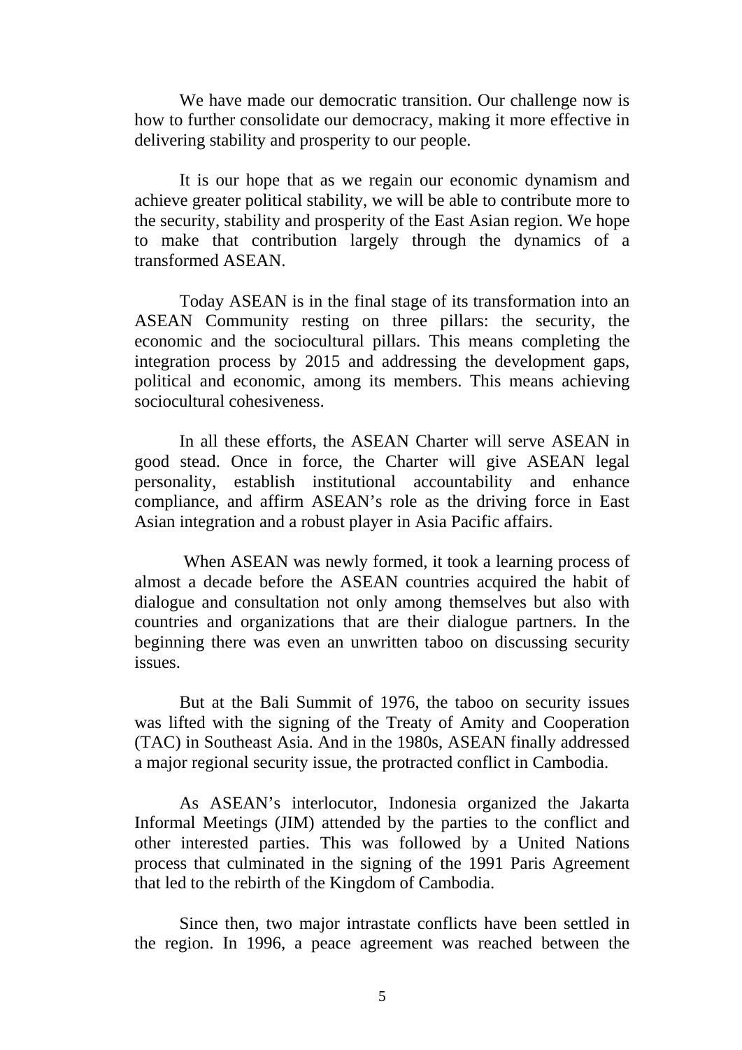We have made our democratic transition. Our challenge now is how to further consolidate our democracy, making it more effective in delivering stability and prosperity to our people.

It is our hope that as we regain our economic dynamism and achieve greater political stability, we will be able to contribute more to the security, stability and prosperity of the East Asian region. We hope to make that contribution largely through the dynamics of a transformed ASEAN.

Today ASEAN is in the final stage of its transformation into an ASEAN Community resting on three pillars: the security, the economic and the sociocultural pillars. This means completing the integration process by 2015 and addressing the development gaps, political and economic, among its members. This means achieving sociocultural cohesiveness.

In all these efforts, the ASEAN Charter will serve ASEAN in good stead. Once in force, the Charter will give ASEAN legal personality, establish institutional accountability and enhance compliance, and affirm ASEAN's role as the driving force in East Asian integration and a robust player in Asia Pacific affairs.

When ASEAN was newly formed, it took a learning process of almost a decade before the ASEAN countries acquired the habit of dialogue and consultation not only among themselves but also with countries and organizations that are their dialogue partners. In the beginning there was even an unwritten taboo on discussing security issues.

But at the Bali Summit of 1976, the taboo on security issues was lifted with the signing of the Treaty of Amity and Cooperation (TAC) in Southeast Asia. And in the 1980s, ASEAN finally addressed a major regional security issue, the protracted conflict in Cambodia.

As ASEAN's interlocutor, Indonesia organized the Jakarta Informal Meetings (JIM) attended by the parties to the conflict and other interested parties. This was followed by a United Nations process that culminated in the signing of the 1991 Paris Agreement that led to the rebirth of the Kingdom of Cambodia.

Since then, two major intrastate conflicts have been settled in the region. In 1996, a peace agreement was reached between the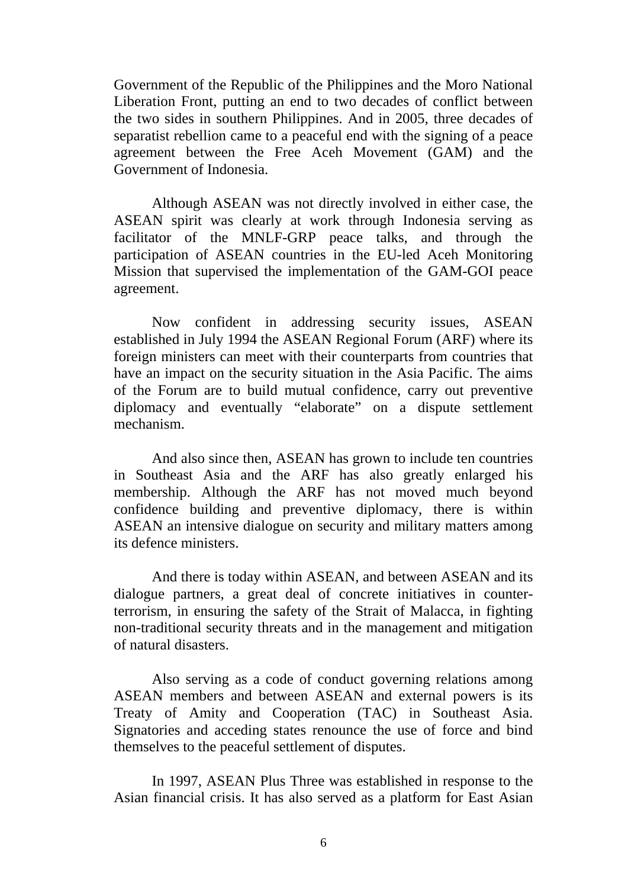Government of the Republic of the Philippines and the Moro National Liberation Front, putting an end to two decades of conflict between the two sides in southern Philippines. And in 2005, three decades of separatist rebellion came to a peaceful end with the signing of a peace agreement between the Free Aceh Movement (GAM) and the Government of Indonesia.

Although ASEAN was not directly involved in either case, the ASEAN spirit was clearly at work through Indonesia serving as facilitator of the MNLF-GRP peace talks, and through the participation of ASEAN countries in the EU-led Aceh Monitoring Mission that supervised the implementation of the GAM-GOI peace agreement.

Now confident in addressing security issues, ASEAN established in July 1994 the ASEAN Regional Forum (ARF) where its foreign ministers can meet with their counterparts from countries that have an impact on the security situation in the Asia Pacific. The aims of the Forum are to build mutual confidence, carry out preventive diplomacy and eventually "elaborate" on a dispute settlement mechanism.

And also since then, ASEAN has grown to include ten countries in Southeast Asia and the ARF has also greatly enlarged his membership. Although the ARF has not moved much beyond confidence building and preventive diplomacy, there is within ASEAN an intensive dialogue on security and military matters among its defence ministers.

And there is today within ASEAN, and between ASEAN and its dialogue partners, a great deal of concrete initiatives in counter-terrorism, in ensuring the safety of the Strait of Malacca, in fighting non-traditional security threats and in the management and mitigation of natural disasters.

Also serving as a code of conduct governing relations among ASEAN members and between ASEAN and external powers is its Treaty of Amity and Cooperation (TAC) in Southeast Asia. Signatories and acceding states renounce the use of force and bind themselves to the peaceful settlement of disputes.

In 1997, ASEAN Plus Three was established in response to the Asian financial crisis. It has also served as a platform for East Asian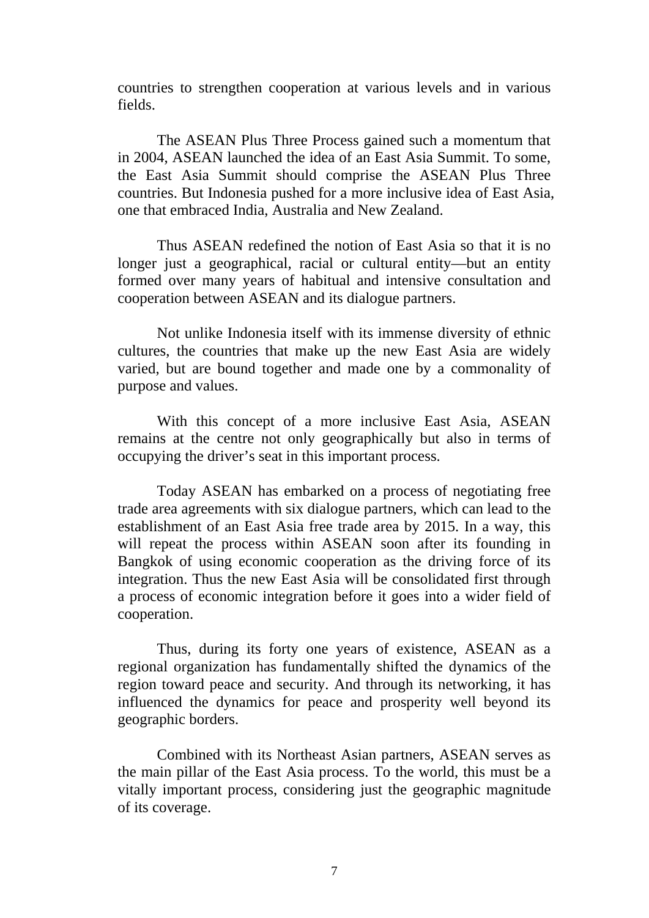countries to strengthen cooperation at various levels and in various fields.

The ASEAN Plus Three Process gained such a momentum that in 2004, ASEAN launched the idea of an East Asia Summit. To some, the East Asia Summit should comprise the ASEAN Plus Three countries. But Indonesia pushed for a more inclusive idea of East Asia, one that embraced India, Australia and New Zealand.

Thus ASEAN redefined the notion of East Asia so that it is no longer just a geographical, racial or cultural entity—but an entity formed over many years of habitual and intensive consultation and cooperation between ASEAN and its dialogue partners.

Not unlike Indonesia itself with its immense diversity of ethnic cultures, the countries that make up the new East Asia are widely varied, but are bound together and made one by a commonality of purpose and values.

With this concept of a more inclusive East Asia, ASEAN remains at the centre not only geographically but also in terms of occupying the driver's seat in this important process.

Today ASEAN has embarked on a process of negotiating free trade area agreements with six dialogue partners, which can lead to the establishment of an East Asia free trade area by 2015. In a way, this will repeat the process within ASEAN soon after its founding in Bangkok of using economic cooperation as the driving force of its integration. Thus the new East Asia will be consolidated first through a process of economic integration before it goes into a wider field of cooperation.

Thus, during its forty one years of existence, ASEAN as a regional organization has fundamentally shifted the dynamics of the region toward peace and security. And through its networking, it has influenced the dynamics for peace and prosperity well beyond its geographic borders.

Combined with its Northeast Asian partners, ASEAN serves as the main pillar of the East Asia process. To the world, this must be a vitally important process, considering just the geographic magnitude of its coverage.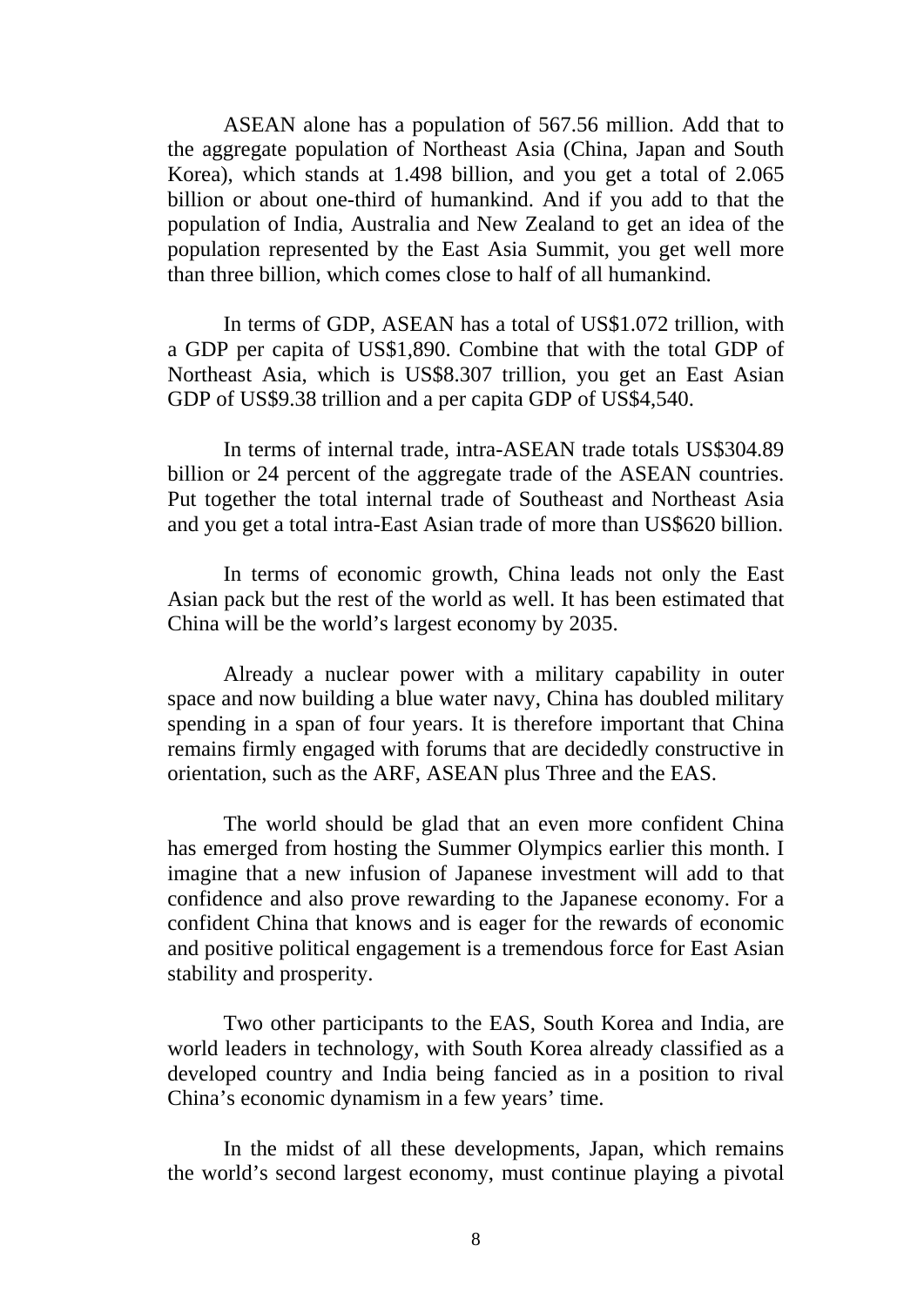ASEAN alone has a population of 567.56 million. Add that to the aggregate population of Northeast Asia (China, Japan and South Korea), which stands at 1.498 billion, and you get a total of 2.065 billion or about one-third of humankind. And if you add to that the population of India, Australia and New Zealand to get an idea of the population represented by the East Asia Summit, you get well more than three billion, which comes close to half of all humankind.

In terms of GDP, ASEAN has a total of US$1.072 trillion, with a GDP per capita of US$1,890. Combine that with the total GDP of Northeast Asia, which is US$8.307 trillion, you get an East Asian GDP of US$9.38 trillion and a per capita GDP of US$4,540.

In terms of internal trade, intra-ASEAN trade totals US$304.89 billion or 24 percent of the aggregate trade of the ASEAN countries. Put together the total internal trade of Southeast and Northeast Asia and you get a total intra-East Asian trade of more than US$620 billion.

In terms of economic growth, China leads not only the East Asian pack but the rest of the world as well. It has been estimated that China will be the world's largest economy by 2035.

Already a nuclear power with a military capability in outer space and now building a blue water navy, China has doubled military spending in a span of four years. It is therefore important that China remains firmly engaged with forums that are decidedly constructive in orientation, such as the ARF, ASEAN plus Three and the EAS.

The world should be glad that an even more confident China has emerged from hosting the Summer Olympics earlier this month. I imagine that a new infusion of Japanese investment will add to that confidence and also prove rewarding to the Japanese economy. For a confident China that knows and is eager for the rewards of economic and positive political engagement is a tremendous force for East Asian stability and prosperity.

Two other participants to the EAS, South Korea and India, are world leaders in technology, with South Korea already classified as a developed country and India being fancied as in a position to rival China's economic dynamism in a few years' time.

In the midst of all these developments, Japan, which remains the world's second largest economy, must continue playing a pivotal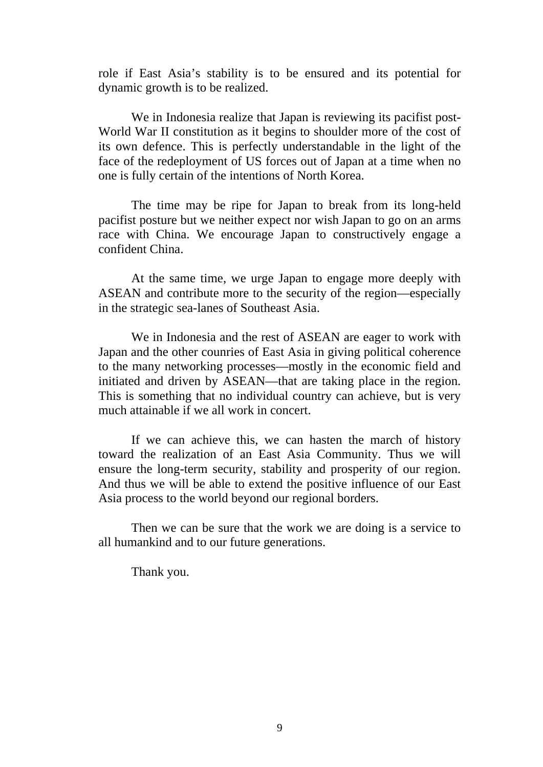role if East Asia's stability is to be ensured and its potential for dynamic growth is to be realized.

We in Indonesia realize that Japan is reviewing its pacifist post-World War II constitution as it begins to shoulder more of the cost of its own defence. This is perfectly understandable in the light of the face of the redeployment of US forces out of Japan at a time when no one is fully certain of the intentions of North Korea.

The time may be ripe for Japan to break from its long-held pacifist posture but we neither expect nor wish Japan to go on an arms race with China. We encourage Japan to constructively engage a confident China.

At the same time, we urge Japan to engage more deeply with ASEAN and contribute more to the security of the region—especially in the strategic sea-lanes of Southeast Asia.

We in Indonesia and the rest of ASEAN are eager to work with Japan and the other counries of East Asia in giving political coherence to the many networking processes—mostly in the economic field and initiated and driven by ASEAN—that are taking place in the region. This is something that no individual country can achieve, but is very much attainable if we all work in concert.

If we can achieve this, we can hasten the march of history toward the realization of an East Asia Community. Thus we will ensure the long-term security, stability and prosperity of our region. And thus we will be able to extend the positive influence of our East Asia process to the world beyond our regional borders.

Then we can be sure that the work we are doing is a service to all humankind and to our future generations.

Thank you.